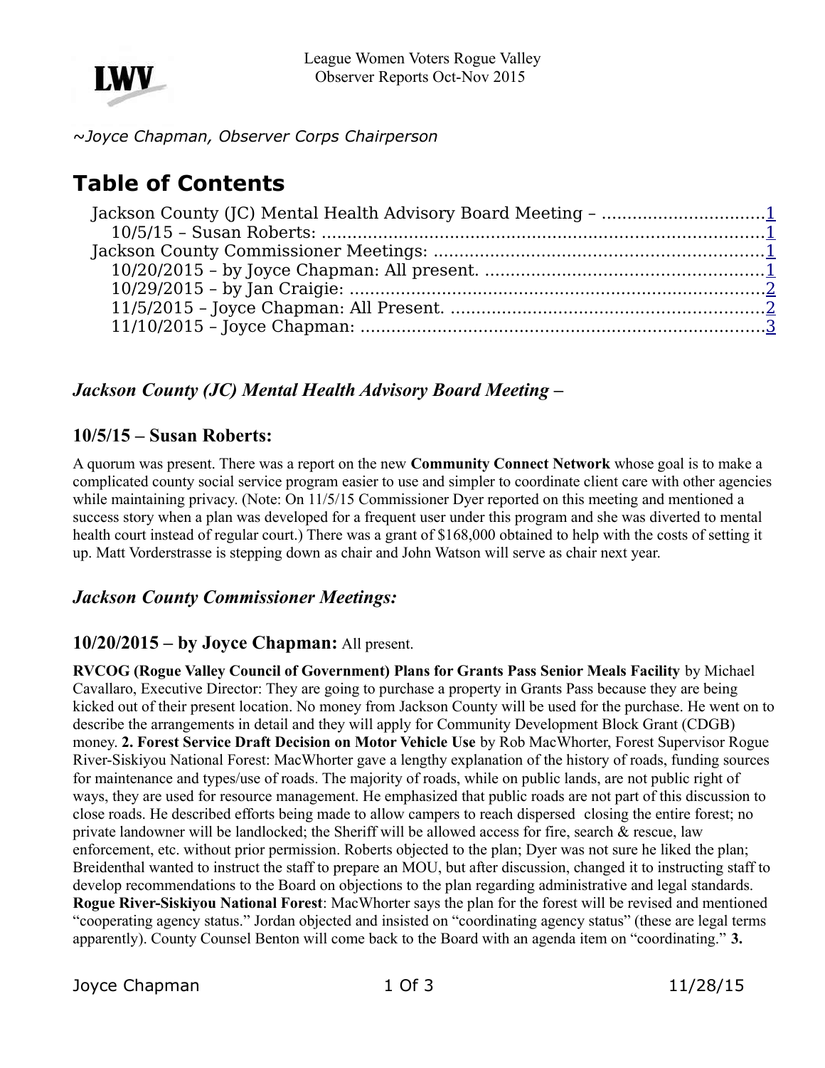League Women Voters Rogue Valley
Observer Reports Oct-Nov 2015

*~Joyce Chapman, Observer Corps Chairperson*

# Table of Contents

- Jackson County (JC) Mental Health Advisory Board Meeting – ....1
  - 10/5/15 – Susan Roberts: ....1
- Jackson County Commissioner Meetings: ....1
  - 10/20/2015 – by Joyce Chapman: All present. ....1
  - 10/29/2015 – by Jan Craigie: ....2
  - 11/5/2015 – Joyce Chapman: All Present. ....2
  - 11/10/2015 – Joyce Chapman: ....3

## *Jackson County (JC) Mental Health Advisory Board Meeting –*

### 10/5/15 – Susan Roberts:

A quorum was present. There was a report on the new **Community Connect Network** whose goal is to make a complicated county social service program easier to use and simpler to coordinate client care with other agencies while maintaining privacy. (Note: On 11/5/15 Commissioner Dyer reported on this meeting and mentioned a success story when a plan was developed for a frequent user under this program and she was diverted to mental health court instead of regular court.) There was a grant of $168,000 obtained to help with the costs of setting it up. Matt Vorderstrasse is stepping down as chair and John Watson will serve as chair next year.

## *Jackson County Commissioner Meetings:*

### 10/20/2015 – by Joyce Chapman: All present.

**RVCOG (Rogue Valley Council of Government) Plans for Grants Pass Senior Meals Facility** by Michael Cavallaro, Executive Director: They are going to purchase a property in Grants Pass because they are being kicked out of their present location. No money from Jackson County will be used for the purchase. He went on to describe the arrangements in detail and they will apply for Community Development Block Grant (CDGB) money. **2. Forest Service Draft Decision on Motor Vehicle Use** by Rob MacWhorter, Forest Supervisor Rogue River-Siskiyou National Forest: MacWhorter gave a lengthy explanation of the history of roads, funding sources for maintenance and types/use of roads. The majority of roads, while on public lands, are not public right of ways, they are used for resource management. He emphasized that public roads are not part of this discussion to close roads. He described efforts being made to allow campers to reach dispersed closing the entire forest; no private landowner will be landlocked; the Sheriff will be allowed access for fire, search & rescue, law enforcement, etc. without prior permission. Roberts objected to the plan; Dyer was not sure he liked the plan; Breidenthal wanted to instruct the staff to prepare an MOU, but after discussion, changed it to instructing staff to develop recommendations to the Board on objections to the plan regarding administrative and legal standards. **Rogue River-Siskiyou National Forest**: MacWhorter says the plan for the forest will be revised and mentioned "cooperating agency status." Jordan objected and insisted on "coordinating agency status" (these are legal terms apparently). County Counsel Benton will come back to the Board with an agenda item on "coordinating." **3.**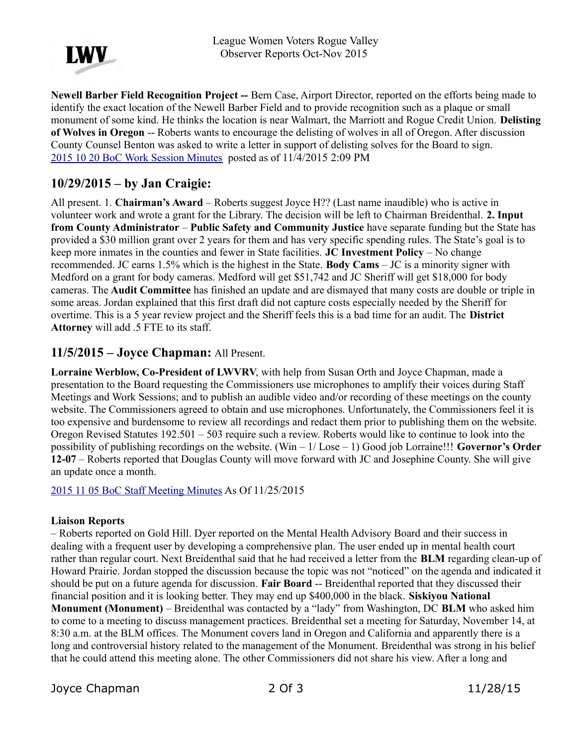**Newell Barber Field Recognition Project --** Bern Case, Airport Director, reported on the efforts being made to identify the exact location of the Newell Barber Field and to provide recognition such as a plaque or small monument of some kind. He thinks the location is near Walmart, the Marriott and Rogue Credit Union. **Delisting of Wolves in Oregon** -- Roberts wants to encourage the delisting of wolves in all of Oregon. After discussion County Counsel Benton was asked to write a letter in support of delisting solves for the Board to sign. 2015 10 20 BoC Work Session Minutes posted as of 11/4/2015 2:09 PM

## 10/29/2015 – by Jan Craigie:

All present. 1. **Chairman's Award** – Roberts suggest Joyce H?? (Last name inaudible) who is active in volunteer work and wrote a grant for the Library. The decision will be left to Chairman Breidenthal. **2. Input from County Administrator** – **Public Safety and Community Justice** have separate funding but the State has provided a $30 million grant over 2 years for them and has very specific spending rules. The State's goal is to keep more inmates in the counties and fewer in State facilities. **JC Investment Policy** – No change recommended. JC earns 1.5% which is the highest in the State. **Body Cams** – JC is a minority signer with Medford on a grant for body cameras. Medford will get $51,742 and JC Sheriff will get $18,000 for body cameras. The **Audit Committee** has finished an update and are dismayed that many costs are double or triple in some areas. Jordan explained that this first draft did not capture costs especially needed by the Sheriff for overtime. This is a 5 year review project and the Sheriff feels this is a bad time for an audit. The **District Attorney** will add .5 FTE to its staff.

## 11/5/2015 – Joyce Chapman: All Present.

**Lorraine Werblow, Co-President of LWVRV**, with help from Susan Orth and Joyce Chapman, made a presentation to the Board requesting the Commissioners use microphones to amplify their voices during Staff Meetings and Work Sessions; and to publish an audible video and/or recording of these meetings on the county website. The Commissioners agreed to obtain and use microphones. Unfortunately, the Commissioners feel it is too expensive and burdensome to review all recordings and redact them prior to publishing them on the website. Oregon Revised Statutes 192.501 – 503 require such a review. Roberts would like to continue to look into the possibility of publishing recordings on the website. (Win – 1/ Lose – 1) Good job Lorraine!!! **Governor's Order 12-07** – Roberts reported that Douglas County will move forward with JC and Josephine County. She will give an update once a month.

2015 11 05 BoC Staff Meeting Minutes As Of 11/25/2015

**Liaison Reports**

– Roberts reported on Gold Hill. Dyer reported on the Mental Health Advisory Board and their success in dealing with a frequent user by developing a comprehensive plan. The user ended up in mental health court rather than regular court. Next Breidenthal said that he had received a letter from the **BLM** regarding clean-up of Howard Prairie. Jordan stopped the discussion because the topic was not "noticed" on the agenda and indicated it should be put on a future agenda for discussion. **Fair Board** -- Breidenthal reported that they discussed their financial position and it is looking better. They may end up $400,000 in the black. **Siskiyou National Monument (Monument)** – Breidenthal was contacted by a "lady" from Washington, DC **BLM** who asked him to come to a meeting to discuss management practices. Breidenthal set a meeting for Saturday, November 14, at 8:30 a.m. at the BLM offices. The Monument covers land in Oregon and California and apparently there is a long and controversial history related to the management of the Monument. Breidenthal was strong in his belief that he could attend this meeting alone. The other Commissioners did not share his view. After a long and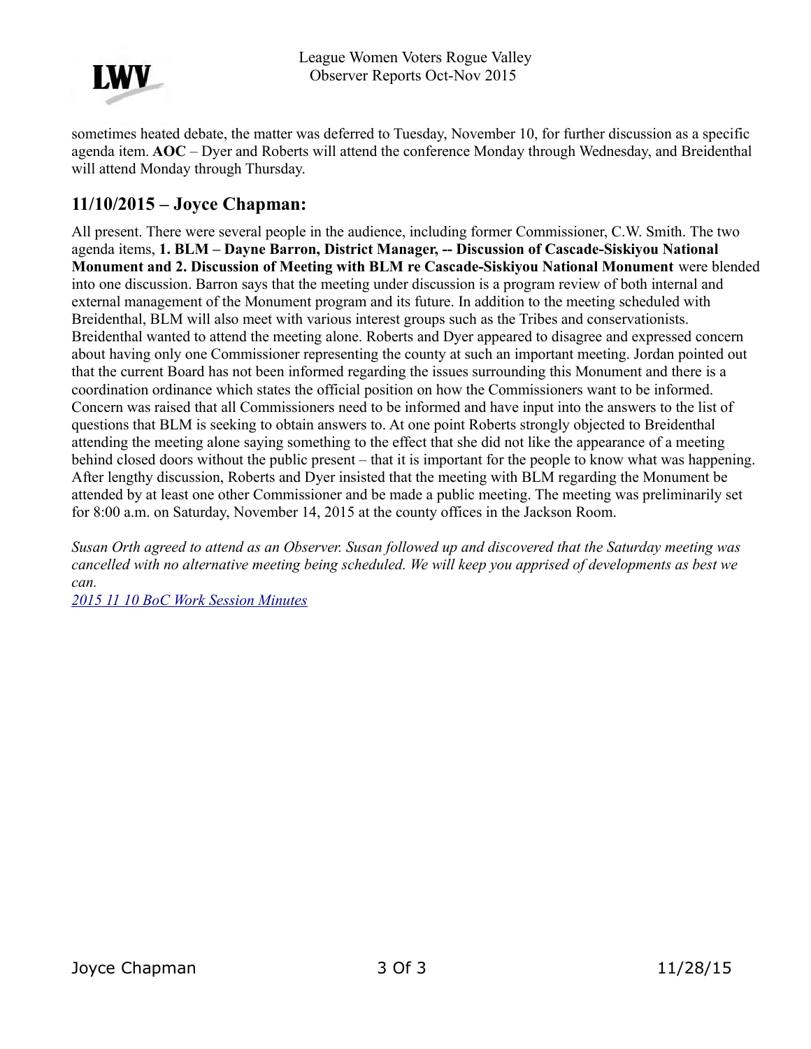sometimes heated debate, the matter was deferred to Tuesday, November 10, for further discussion as a specific agenda item. **AOC** – Dyer and Roberts will attend the conference Monday through Wednesday, and Breidenthal will attend Monday through Thursday.

## 11/10/2015 – Joyce Chapman:

All present. There were several people in the audience, including former Commissioner, C.W. Smith. The two agenda items, **1. BLM – Dayne Barron, District Manager, -- Discussion of Cascade-Siskiyou National Monument and 2. Discussion of Meeting with BLM re Cascade-Siskiyou National Monument** were blended into one discussion. Barron says that the meeting under discussion is a program review of both internal and external management of the Monument program and its future. In addition to the meeting scheduled with Breidenthal, BLM will also meet with various interest groups such as the Tribes and conservationists. Breidenthal wanted to attend the meeting alone. Roberts and Dyer appeared to disagree and expressed concern about having only one Commissioner representing the county at such an important meeting. Jordan pointed out that the current Board has not been informed regarding the issues surrounding this Monument and there is a coordination ordinance which states the official position on how the Commissioners want to be informed. Concern was raised that all Commissioners need to be informed and have input into the answers to the list of questions that BLM is seeking to obtain answers to. At one point Roberts strongly objected to Breidenthal attending the meeting alone saying something to the effect that she did not like the appearance of a meeting behind closed doors without the public present – that it is important for the people to know what was happening. After lengthy discussion, Roberts and Dyer insisted that the meeting with BLM regarding the Monument be attended by at least one other Commissioner and be made a public meeting. The meeting was preliminarily set for 8:00 a.m. on Saturday, November 14, 2015 at the county offices in the Jackson Room.

*Susan Orth agreed to attend as an Observer. Susan followed up and discovered that the Saturday meeting was cancelled with no alternative meeting being scheduled. We will keep you apprised of developments as best we can.*

[2015 11 10 BoC Work Session Minutes]